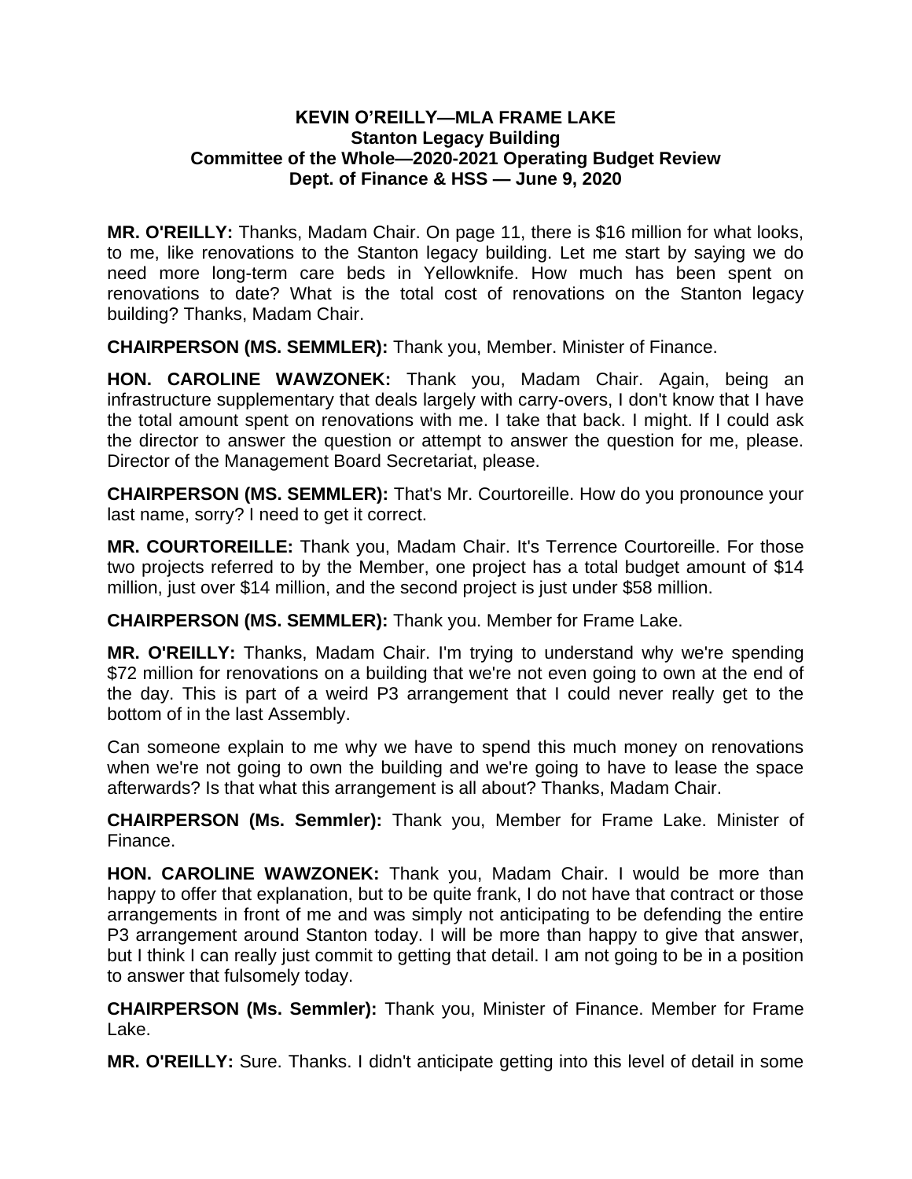**KEVIN O'REILLY—MLA FRAME LAKE**
**Stanton Legacy Building**
**Committee of the Whole—2020-2021 Operating Budget Review**
**Dept. of Finance & HSS — June 9, 2020**

**MR. O'REILLY:** Thanks, Madam Chair. On page 11, there is $16 million for what looks, to me, like renovations to the Stanton legacy building. Let me start by saying we do need more long-term care beds in Yellowknife. How much has been spent on renovations to date? What is the total cost of renovations on the Stanton legacy building? Thanks, Madam Chair.

**CHAIRPERSON (MS. SEMMLER):** Thank you, Member. Minister of Finance.

**HON. CAROLINE WAWZONEK:** Thank you, Madam Chair. Again, being an infrastructure supplementary that deals largely with carry-overs, I don't know that I have the total amount spent on renovations with me. I take that back. I might. If I could ask the director to answer the question or attempt to answer the question for me, please. Director of the Management Board Secretariat, please.

**CHAIRPERSON (MS. SEMMLER):** That's Mr. Courtoreille. How do you pronounce your last name, sorry? I need to get it correct.

**MR. COURTOREILLE:** Thank you, Madam Chair. It's Terrence Courtoreille. For those two projects referred to by the Member, one project has a total budget amount of $14 million, just over $14 million, and the second project is just under $58 million.

**CHAIRPERSON (MS. SEMMLER):** Thank you. Member for Frame Lake.

**MR. O'REILLY:** Thanks, Madam Chair. I'm trying to understand why we're spending $72 million for renovations on a building that we're not even going to own at the end of the day. This is part of a weird P3 arrangement that I could never really get to the bottom of in the last Assembly.

Can someone explain to me why we have to spend this much money on renovations when we're not going to own the building and we're going to have to lease the space afterwards? Is that what this arrangement is all about? Thanks, Madam Chair.

**CHAIRPERSON (Ms. Semmler):** Thank you, Member for Frame Lake. Minister of Finance.

**HON. CAROLINE WAWZONEK:** Thank you, Madam Chair. I would be more than happy to offer that explanation, but to be quite frank, I do not have that contract or those arrangements in front of me and was simply not anticipating to be defending the entire P3 arrangement around Stanton today. I will be more than happy to give that answer, but I think I can really just commit to getting that detail. I am not going to be in a position to answer that fulsomely today.

**CHAIRPERSON (Ms. Semmler):** Thank you, Minister of Finance. Member for Frame Lake.

**MR. O'REILLY:** Sure. Thanks. I didn't anticipate getting into this level of detail in some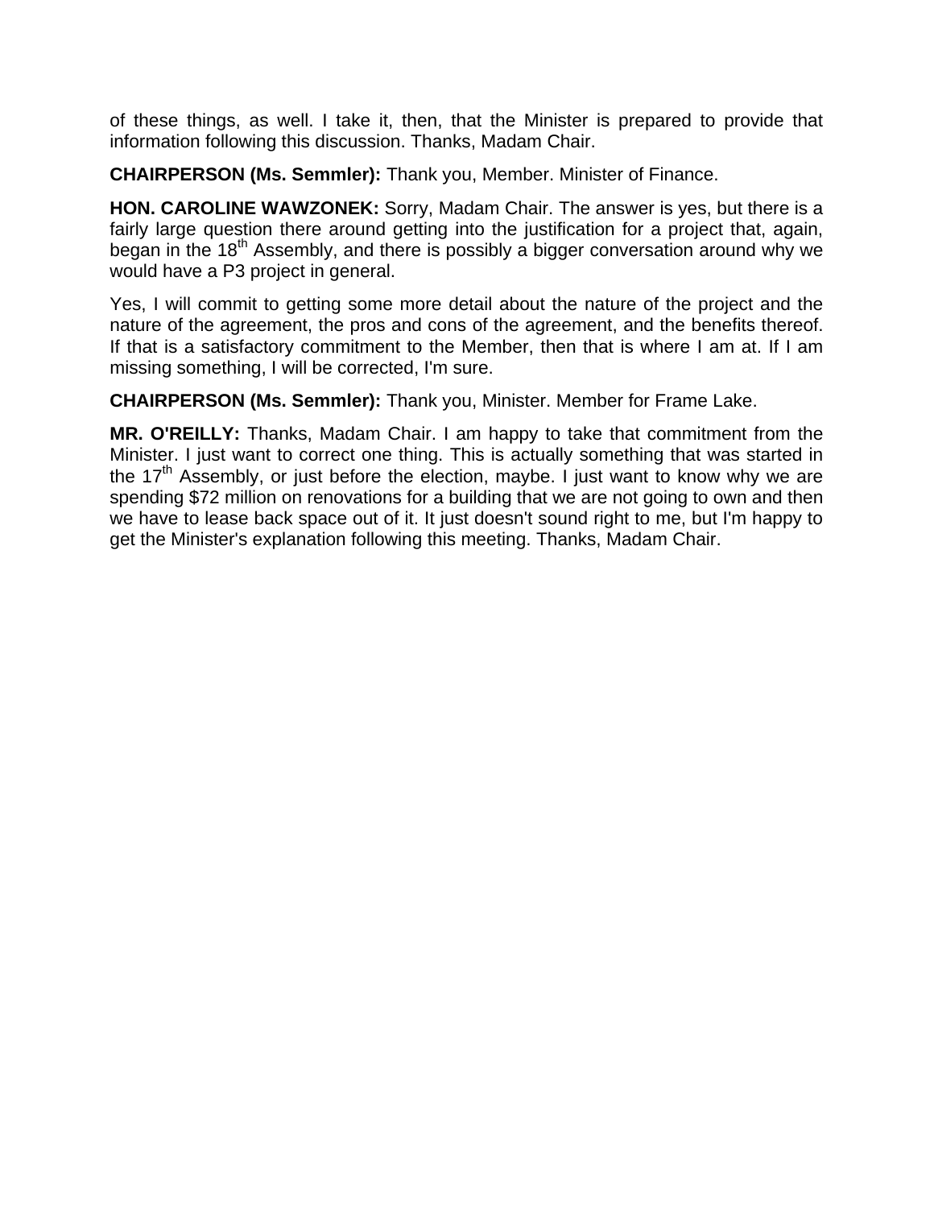of these things, as well. I take it, then, that the Minister is prepared to provide that information following this discussion. Thanks, Madam Chair.

**CHAIRPERSON (Ms. Semmler):** Thank you, Member. Minister of Finance.

**HON. CAROLINE WAWZONEK:** Sorry, Madam Chair. The answer is yes, but there is a fairly large question there around getting into the justification for a project that, again, began in the 18th Assembly, and there is possibly a bigger conversation around why we would have a P3 project in general.

Yes, I will commit to getting some more detail about the nature of the project and the nature of the agreement, the pros and cons of the agreement, and the benefits thereof. If that is a satisfactory commitment to the Member, then that is where I am at. If I am missing something, I will be corrected, I'm sure.

**CHAIRPERSON (Ms. Semmler):** Thank you, Minister. Member for Frame Lake.

**MR. O'REILLY:** Thanks, Madam Chair. I am happy to take that commitment from the Minister. I just want to correct one thing. This is actually something that was started in the 17th Assembly, or just before the election, maybe. I just want to know why we are spending $72 million on renovations for a building that we are not going to own and then we have to lease back space out of it. It just doesn't sound right to me, but I'm happy to get the Minister's explanation following this meeting. Thanks, Madam Chair.